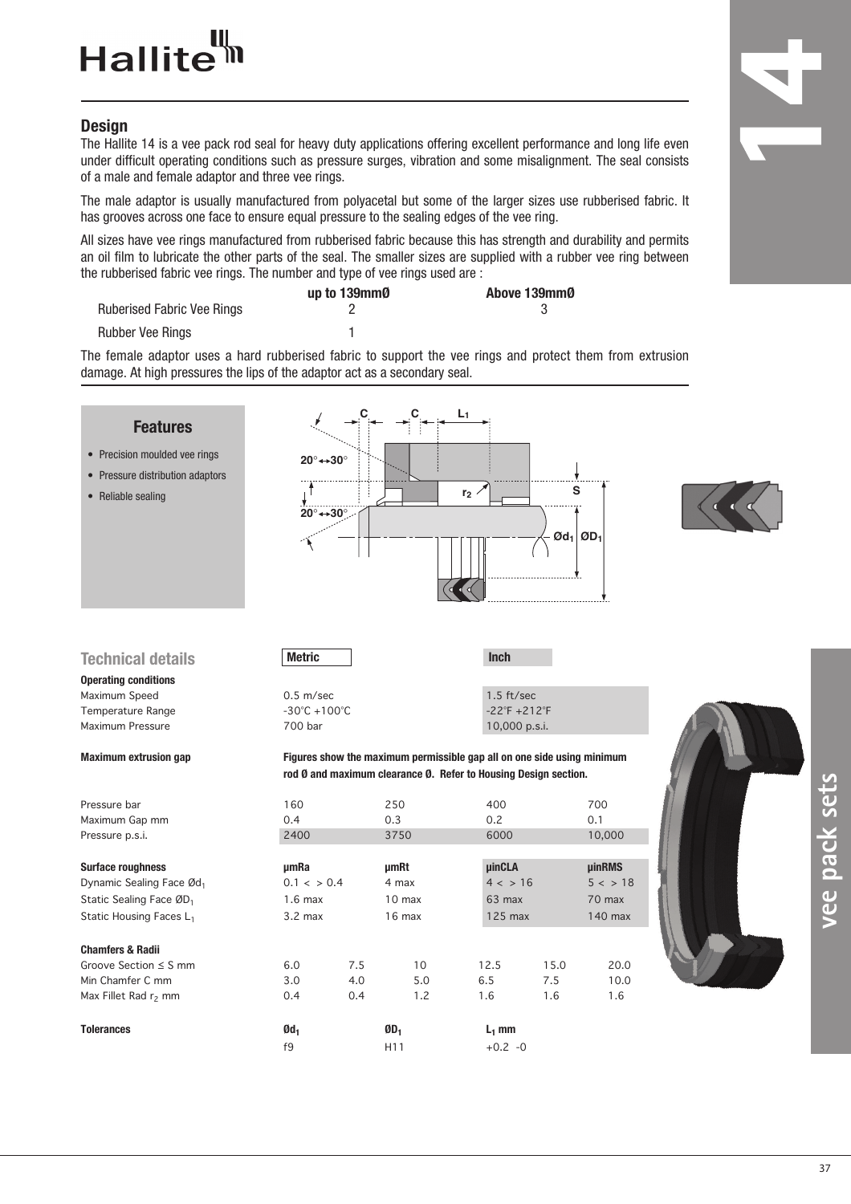# Hallite

## Design

The Hallite 14 is a vee pack rod seal for heavy duty applications offering excellent performance and long life even under difficult operating conditions such as pressure surges, vibration and some misalignment. The seal consists of a male and female adaptor and three vee rings.

The male adaptor is usually manufactured from polyacetal but some of the larger sizes use rubberised fabric. It has grooves across one face to ensure equal pressure to the sealing edges of the vee ring.

All sizes have vee rings manufactured from rubberised fabric because this has strength and durability and permits an oil film to lubricate the other parts of the seal. The smaller sizes are supplied with a rubber vee ring between the rubberised fabric vee rings. The number and type of vee rings used are :

| | up to 139mmØ | Above 139mmØ |
|---|---|---|
| Ruberised Fabric Vee Rings | 2 | 3 |
| Rubber Vee Rings | 1 | |

The female adaptor uses a hard rubberised fabric to support the vee rings and protect them from extrusion damage. At high pressures the lips of the adaptor act as a secondary seal.

### Features

- Precision moulded vee rings
- Pressure distribution adaptors
- Reliable sealing

## Technical details

| | Metric | | Inch | |
|---|---|---|---|---|
| **Operating conditions** | | | | |
| Maximum Speed | 0.5 m/sec | | 1.5 ft/sec | |
| Temperature Range | -30°C +100°C | | -22°F +212°F | |
| Maximum Pressure | 700 bar | | 10,000 p.s.i. | |

**Maximum extrusion gap** — **Figures show the maximum permissible gap all on one side using minimum rod Ø and maximum clearance Ø. Refer to Housing Design section.**

| | | | | |
|---|---|---|---|---|
| Pressure bar | 160 | 250 | 400 | 700 |
| Maximum Gap mm | 0.4 | 0.3 | 0.2 | 0.1 |
| Pressure p.s.i. | 2400 | 3750 | 6000 | 10,000 |

| **Surface roughness** | **μmRa** | **μmRt** | **μinCLA** | **μinRMS** |
|---|---|---|---|---|
| Dynamic Sealing Face Ø$d_1$ | 0.1 < > 0.4 | 4 max | 4 < > 16 | 5 < > 18 |
| Static Sealing Face Ø$D_1$ | 1.6 max | 10 max | 63 max | 70 max |
| Static Housing Faces $L_1$ | 3.2 max | 16 max | 125 max | 140 max |

| **Chamfers & Radii** | | | | | | |
|---|---|---|---|---|---|---|
| Groove Section ≤ S mm | 6.0 | 7.5 | 10 | 12.5 | 15.0 | 20.0 |
| Min Chamfer C mm | 3.0 | 4.0 | 5.0 | 6.5 | 7.5 | 10.0 |
| Max Fillet Rad $r_2$ mm | 0.4 | 0.4 | 1.2 | 1.6 | 1.6 | 1.6 |

| **Tolerances** | **Ø$d_1$** | **Ø$D_1$** | **$L_1$ mm** |
|---|---|---|---|
| | f9 | H11 | +0.2 -0 |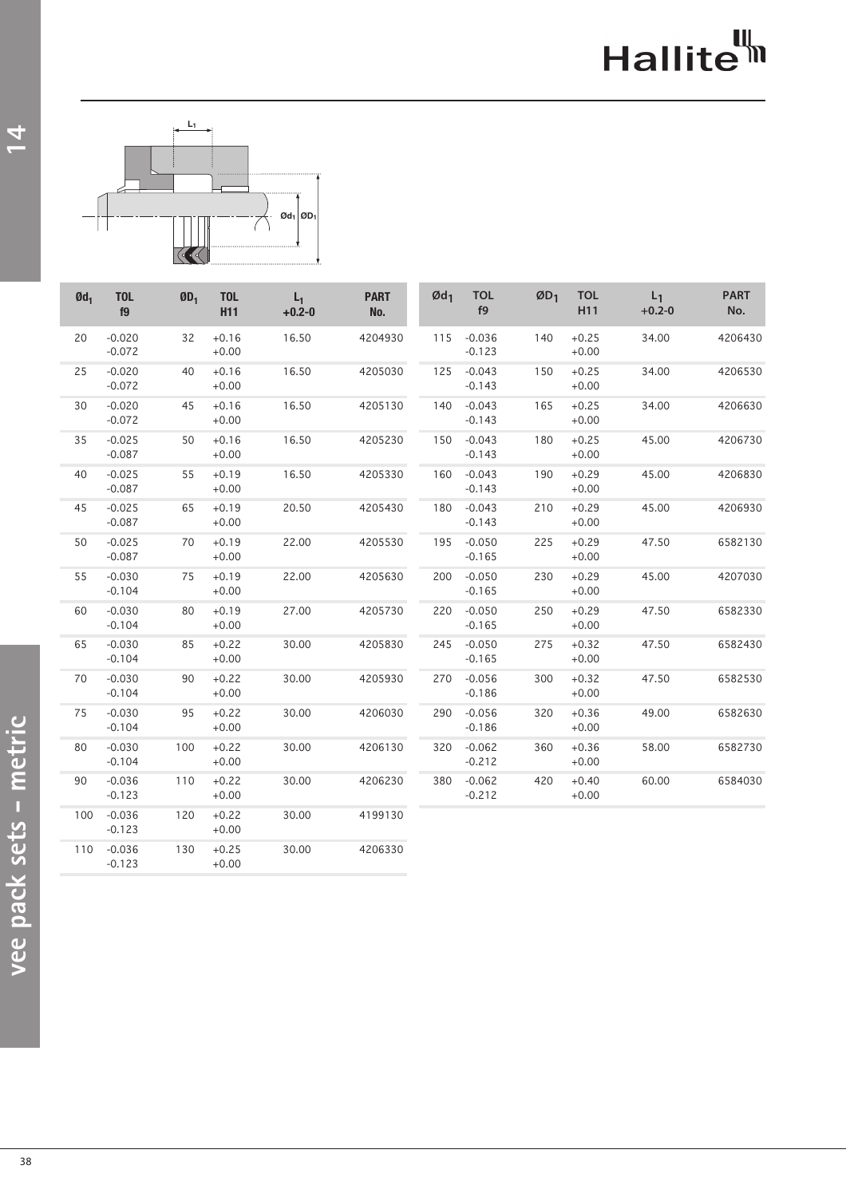Hallite

14

vee pack sets – metric

L1

Ød1 ØD1

| $Ød_1$ | TOL f9 | $ØD_1$ | TOL H11 | $L_1$ +0.2-0 | PART No. |
|---|---|---|---|---|---|
| 20 | -0.020 -0.072 | 32 | +0.16 +0.00 | 16.50 | 4204930 |
| 25 | -0.020 -0.072 | 40 | +0.16 +0.00 | 16.50 | 4205030 |
| 30 | -0.020 -0.072 | 45 | +0.16 +0.00 | 16.50 | 4205130 |
| 35 | -0.025 -0.087 | 50 | +0.16 +0.00 | 16.50 | 4205230 |
| 40 | -0.025 -0.087 | 55 | +0.19 +0.00 | 16.50 | 4205330 |
| 45 | -0.025 -0.087 | 65 | +0.19 +0.00 | 20.50 | 4205430 |
| 50 | -0.025 -0.087 | 70 | +0.19 +0.00 | 22.00 | 4205530 |
| 55 | -0.030 -0.104 | 75 | +0.19 +0.00 | 22.00 | 4205630 |
| 60 | -0.030 -0.104 | 80 | +0.19 +0.00 | 27.00 | 4205730 |
| 65 | -0.030 -0.104 | 85 | +0.22 +0.00 | 30.00 | 4205830 |
| 70 | -0.030 -0.104 | 90 | +0.22 +0.00 | 30.00 | 4205930 |
| 75 | -0.030 -0.104 | 95 | +0.22 +0.00 | 30.00 | 4206030 |
| 80 | -0.030 -0.104 | 100 | +0.22 +0.00 | 30.00 | 4206130 |
| 90 | -0.036 -0.123 | 110 | +0.22 +0.00 | 30.00 | 4206230 |
| 100 | -0.036 -0.123 | 120 | +0.22 +0.00 | 30.00 | 4199130 |
| 110 | -0.036 -0.123 | 130 | +0.25 +0.00 | 30.00 | 4206330 |
| 115 | -0.036 -0.123 | 140 | +0.25 +0.00 | 34.00 | 4206430 |
| 125 | -0.043 -0.143 | 150 | +0.25 +0.00 | 34.00 | 4206530 |
| 140 | -0.043 -0.143 | 165 | +0.25 +0.00 | 34.00 | 4206630 |
| 150 | -0.043 -0.143 | 180 | +0.25 +0.00 | 45.00 | 4206730 |
| 160 | -0.043 -0.143 | 190 | +0.29 +0.00 | 45.00 | 4206830 |
| 180 | -0.043 -0.143 | 210 | +0.29 +0.00 | 45.00 | 4206930 |
| 195 | -0.050 -0.165 | 225 | +0.29 +0.00 | 47.50 | 6582130 |
| 200 | -0.050 -0.165 | 230 | +0.29 +0.00 | 45.00 | 4207030 |
| 220 | -0.050 -0.165 | 250 | +0.29 +0.00 | 47.50 | 6582330 |
| 245 | -0.050 -0.165 | 275 | +0.32 +0.00 | 47.50 | 6582430 |
| 270 | -0.056 -0.186 | 300 | +0.32 +0.00 | 47.50 | 6582530 |
| 290 | -0.056 -0.186 | 320 | +0.36 +0.00 | 49.00 | 6582630 |
| 320 | -0.062 -0.212 | 360 | +0.36 +0.00 | 58.00 | 6582730 |
| 380 | -0.062 -0.212 | 420 | +0.40 +0.00 | 60.00 | 6584030 |